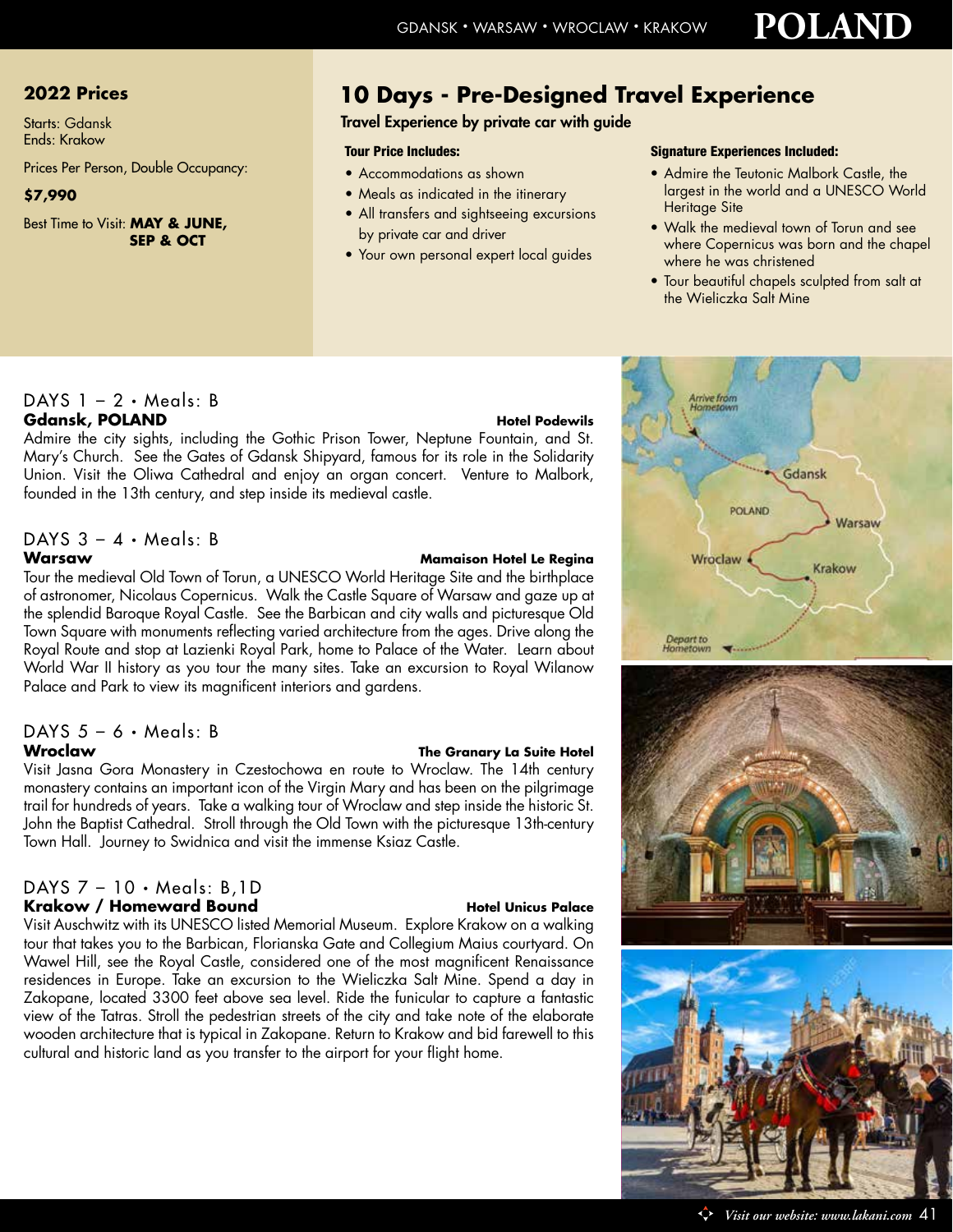GDANSK • WARSAW • WROCLAW • KRAKOW

# POLAND

## 2022 Prices

Starts: Gdansk
Ends: Krakow

Prices Per Person, Double Occupancy:

**$7,990**

Best Time to Visit: **MAY & JUNE, SEP & OCT**

## 10 Days - Pre-Designed Travel Experience

**Travel Experience by private car with guide**

**Tour Price Includes:**

- Accommodations as shown
- Meals as indicated in the itinerary
- All transfers and sightseeing excursions by private car and driver
- Your own personal expert local guides

**Signature Experiences Included:**

- Admire the Teutonic Malbork Castle, the largest in the world and a UNESCO World Heritage Site
- Walk the medieval town of Torun and see where Copernicus was born and the chapel where he was christened
- Tour beautiful chapels sculpted from salt at the Wieliczka Salt Mine

### DAYS 1 – 2 • Meals: B

**Gdansk, POLAND** — **Hotel Podewils**

Admire the city sights, including the Gothic Prison Tower, Neptune Fountain, and St. Mary's Church. See the Gates of Gdansk Shipyard, famous for its role in the Solidarity Union. Visit the Oliwa Cathedral and enjoy an organ concert. Venture to Malbork, founded in the 13th century, and step inside its medieval castle.

### DAYS 3 – 4 • Meals: B

**Warsaw** — **Mamaison Hotel Le Regina**

Tour the medieval Old Town of Torun, a UNESCO World Heritage Site and the birthplace of astronomer, Nicolaus Copernicus. Walk the Castle Square of Warsaw and gaze up at the splendid Baroque Royal Castle. See the Barbican and city walls and picturesque Old Town Square with monuments reflecting varied architecture from the ages. Drive along the Royal Route and stop at Lazienki Royal Park, home to Palace of the Water. Learn about World War II history as you tour the many sites. Take an excursion to Royal Wilanow Palace and Park to view its magnificent interiors and gardens.

### DAYS 5 – 6 • Meals: B

**Wroclaw** — **The Granary La Suite Hotel**

Visit Jasna Gora Monastery in Czestochowa en route to Wroclaw. The 14th century monastery contains an important icon of the Virgin Mary and has been on the pilgrimage trail for hundreds of years. Take a walking tour of Wroclaw and step inside the historic St. John the Baptist Cathedral. Stroll through the Old Town with the picturesque 13th-century Town Hall. Journey to Swidnica and visit the immense Ksiaz Castle.

### DAYS 7 – 10 • Meals: B,1D

**Krakow / Homeward Bound** — **Hotel Unicus Palace**

Visit Auschwitz with its UNESCO listed Memorial Museum. Explore Krakow on a walking tour that takes you to the Barbican, Florianska Gate and Collegium Maius courtyard. On Wawel Hill, see the Royal Castle, considered one of the most magnificent Renaissance residences in Europe. Take an excursion to the Wieliczka Salt Mine. Spend a day in Zakopane, located 3300 feet above sea level. Ride the funicular to capture a fantastic view of the Tatras. Stroll the pedestrian streets of the city and take note of the elaborate wooden architecture that is typical in Zakopane. Return to Krakow and bid farewell to this cultural and historic land as you transfer to the airport for your flight home.

*Visit our website: www.lakani.com*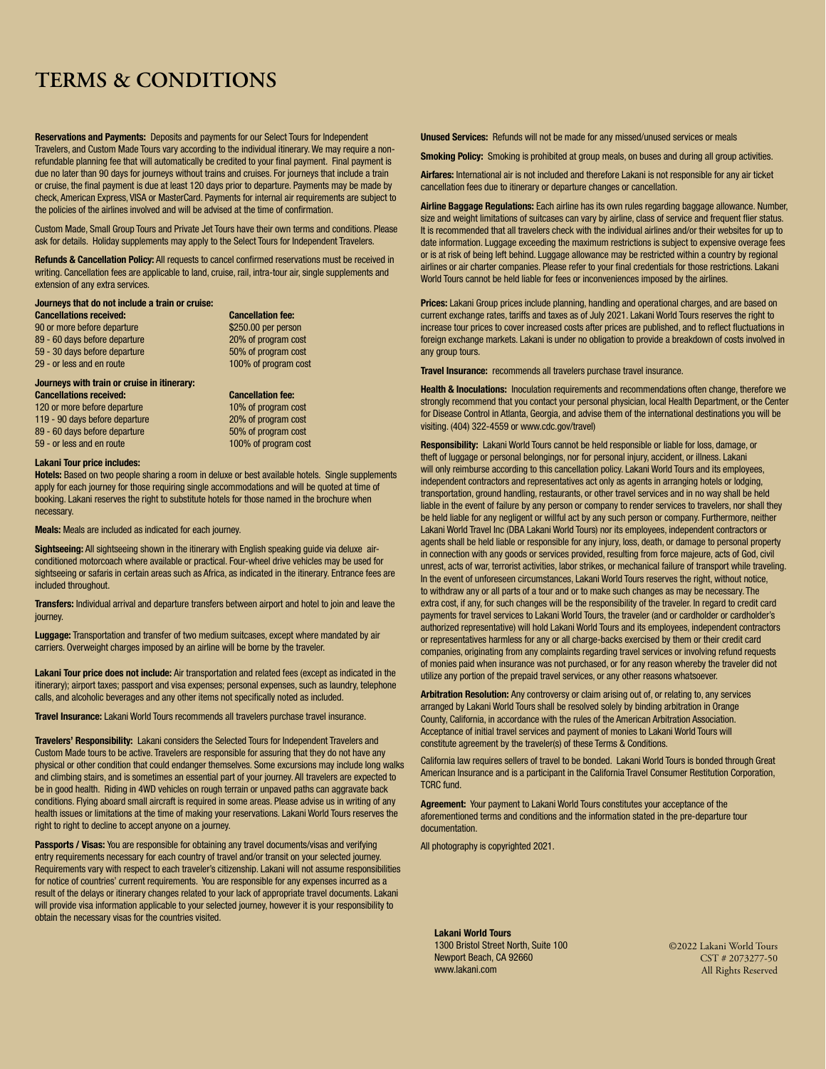# TERMS & CONDITIONS

**Reservations and Payments:** Deposits and payments for our Select Tours for Independent Travelers, and Custom Made Tours vary according to the individual itinerary. We may require a non-refundable planning fee that will automatically be credited to your final payment. Final payment is due no later than 90 days for journeys without trains and cruises. For journeys that include a train or cruise, the final payment is due at least 120 days prior to departure. Payments may be made by check, American Express, VISA or MasterCard. Payments for internal air requirements are subject to the policies of the airlines involved and will be advised at the time of confirmation.

Custom Made, Small Group Tours and Private Jet Tours have their own terms and conditions. Please ask for details. Holiday supplements may apply to the Select Tours for Independent Travelers.

**Refunds & Cancellation Policy:** All requests to cancel confirmed reservations must be received in writing. Cancellation fees are applicable to land, cruise, rail, intra-tour air, single supplements and extension of any extra services.

**Journeys that do not include a train or cruise:**

| Cancellations received: | Cancellation fee: |
|---|---|
| 90 or more before departure | $250.00 per person |
| 89 - 60 days before departure | 20% of program cost |
| 59 - 30 days before departure | 50% of program cost |
| 29 - or less and en route | 100% of program cost |

**Journeys with train or cruise in itinerary:**

| Cancellations received: | Cancellation fee: |
|---|---|
| 120 or more before departure | 10% of program cost |
| 119 - 90 days before departure | 20% of program cost |
| 89 - 60 days before departure | 50% of program cost |
| 59 - or less and en route | 100% of program cost |

**Lakani Tour price includes:**

**Hotels:** Based on two people sharing a room in deluxe or best available hotels. Single supplements apply for each journey for those requiring single accommodations and will be quoted at time of booking. Lakani reserves the right to substitute hotels for those named in the brochure when necessary.

**Meals:** Meals are included as indicated for each journey.

**Sightseeing:** All sightseeing shown in the itinerary with English speaking guide via deluxe air-conditioned motorcoach where available or practical. Four-wheel drive vehicles may be used for sightseeing or safaris in certain areas such as Africa, as indicated in the itinerary. Entrance fees are included throughout.

**Transfers:** Individual arrival and departure transfers between airport and hotel to join and leave the journey.

**Luggage:** Transportation and transfer of two medium suitcases, except where mandated by air carriers. Overweight charges imposed by an airline will be borne by the traveler.

**Lakani Tour price does not include:** Air transportation and related fees (except as indicated in the itinerary); airport taxes; passport and visa expenses; personal expenses, such as laundry, telephone calls, and alcoholic beverages and any other items not specifically noted as included.

**Travel Insurance:** Lakani World Tours recommends all travelers purchase travel insurance.

**Travelers' Responsibility:** Lakani considers the Selected Tours for Independent Travelers and Custom Made tours to be active. Travelers are responsible for assuring that they do not have any physical or other condition that could endanger themselves. Some excursions may include long walks and climbing stairs, and is sometimes an essential part of your journey. All travelers are expected to be in good health. Riding in 4WD vehicles on rough terrain or unpaved paths can aggravate back conditions. Flying aboard small aircraft is required in some areas. Please advise us in writing of any health issues or limitations at the time of making your reservations. Lakani World Tours reserves the right to right to decline to accept anyone on a journey.

**Passports / Visas:** You are responsible for obtaining any travel documents/visas and verifying entry requirements necessary for each country of travel and/or transit on your selected journey. Requirements vary with respect to each traveler's citizenship. Lakani will not assume responsibilities for notice of countries' current requirements. You are responsible for any expenses incurred as a result of the delays or itinerary changes related to your lack of appropriate travel documents. Lakani will provide visa information applicable to your selected journey, however it is your responsibility to obtain the necessary visas for the countries visited.

**Unused Services:** Refunds will not be made for any missed/unused services or meals

**Smoking Policy:** Smoking is prohibited at group meals, on buses and during all group activities.

**Airfares:** International air is not included and therefore Lakani is not responsible for any air ticket cancellation fees due to itinerary or departure changes or cancellation.

**Airline Baggage Regulations:** Each airline has its own rules regarding baggage allowance. Number, size and weight limitations of suitcases can vary by airline, class of service and frequent flier status. It is recommended that all travelers check with the individual airlines and/or their websites for up to date information. Luggage exceeding the maximum restrictions is subject to expensive overage fees or is at risk of being left behind. Luggage allowance may be restricted within a country by regional airlines or air charter companies. Please refer to your final credentials for those restrictions. Lakani World Tours cannot be held liable for fees or inconveniences imposed by the airlines.

**Prices:** Lakani Group prices include planning, handling and operational charges, and are based on current exchange rates, tariffs and taxes as of July 2021. Lakani World Tours reserves the right to increase tour prices to cover increased costs after prices are published, and to reflect fluctuations in foreign exchange markets. Lakani is under no obligation to provide a breakdown of costs involved in any group tours.

**Travel Insurance:** recommends all travelers purchase travel insurance.

**Health & Inoculations:** Inoculation requirements and recommendations often change, therefore we strongly recommend that you contact your personal physician, local Health Department, or the Center for Disease Control in Atlanta, Georgia, and advise them of the international destinations you will be visiting. (404) 322-4559 or www.cdc.gov/travel)

**Responsibility:** Lakani World Tours cannot be held responsible or liable for loss, damage, or theft of luggage or personal belongings, nor for personal injury, accident, or illness. Lakani will only reimburse according to this cancellation policy. Lakani World Tours and its employees, independent contractors and representatives act only as agents in arranging hotels or lodging, transportation, ground handling, restaurants, or other travel services and in no way shall be held liable in the event of failure by any person or company to render services to travelers, nor shall they be held liable for any negligent or willful act by any such person or company. Furthermore, neither Lakani World Travel Inc (DBA Lakani World Tours) nor its employees, independent contractors or agents shall be held liable or responsible for any injury, loss, death, or damage to personal property in connection with any goods or services provided, resulting from force majeure, acts of God, civil unrest, acts of war, terrorist activities, labor strikes, or mechanical failure of transport while traveling. In the event of unforeseen circumstances, Lakani World Tours reserves the right, without notice, to withdraw any or all parts of a tour and or to make such changes as may be necessary. The extra cost, if any, for such changes will be the responsibility of the traveler. In regard to credit card payments for travel services to Lakani World Tours, the traveler (and or cardholder or cardholder's authorized representative) will hold Lakani World Tours and its employees, independent contractors or representatives harmless for any or all charge-backs exercised by them or their credit card companies, originating from any complaints regarding travel services or involving refund requests of monies paid when insurance was not purchased, or for any reason whereby the traveler did not utilize any portion of the prepaid travel services, or any other reasons whatsoever.

**Arbitration Resolution:** Any controversy or claim arising out of, or relating to, any services arranged by Lakani World Tours shall be resolved solely by binding arbitration in Orange County, California, in accordance with the rules of the American Arbitration Association. Acceptance of initial travel services and payment of monies to Lakani World Tours will constitute agreement by the traveler(s) of these Terms & Conditions.

California law requires sellers of travel to be bonded. Lakani World Tours is bonded through Great American Insurance and is a participant in the California Travel Consumer Restitution Corporation, TCRC fund.

**Agreement:** Your payment to Lakani World Tours constitutes your acceptance of the aforementioned terms and conditions and the information stated in the pre-departure tour documentation.

All photography is copyrighted 2021.

**Lakani World Tours**
1300 Bristol Street North, Suite 100
Newport Beach, CA 92660
www.lakani.com

©2022 Lakani World Tours
CST # 2073277-50
All Rights Reserved